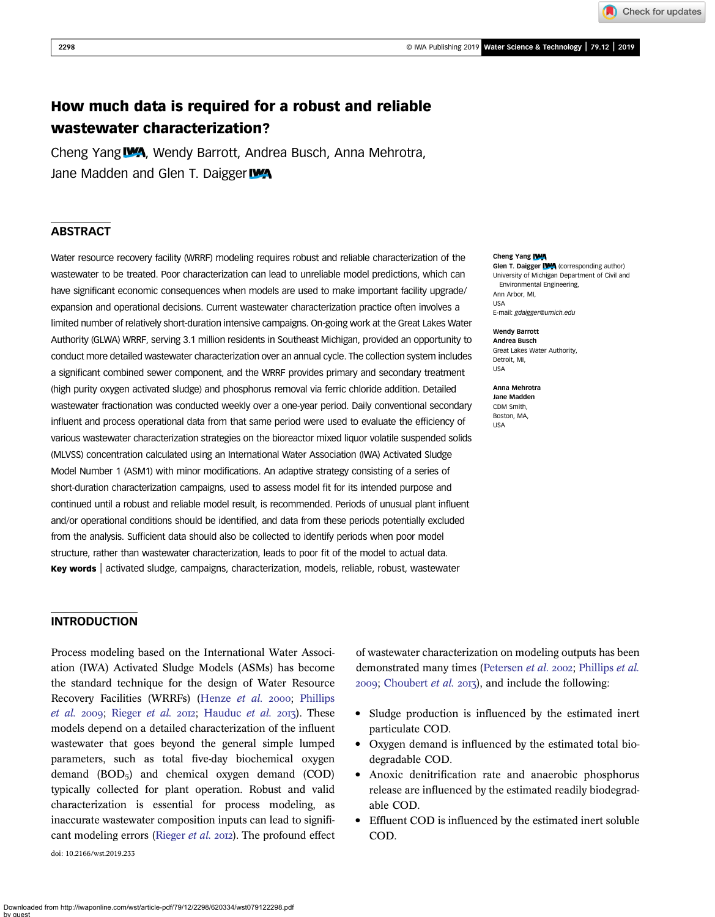# How much data is required for a robust and reliable wastewater characterization?

Cheng Yang, Wendy Barrott, Andrea Busch, Anna Mehrotra, Jane Madden and Glen T. Daigger

## ABSTRACT

Water resource recovery facility (WRRF) modeling requires robust and reliable characterization of the wastewater to be treated. Poor characterization can lead to unreliable model predictions, which can have significant economic consequences when models are used to make important facility upgrade/expansion and operational decisions. Current wastewater characterization practice often involves a limited number of relatively short-duration intensive campaigns. On-going work at the Great Lakes Water Authority (GLWA) WRRF, serving 3.1 million residents in Southeast Michigan, provided an opportunity to conduct more detailed wastewater characterization over an annual cycle. The collection system includes a significant combined sewer component, and the WRRF provides primary and secondary treatment (high purity oxygen activated sludge) and phosphorus removal via ferric chloride addition. Detailed wastewater fractionation was conducted weekly over a one-year period. Daily conventional secondary influent and process operational data from that same period were used to evaluate the efficiency of various wastewater characterization strategies on the bioreactor mixed liquor volatile suspended solids (MLVSS) concentration calculated using an International Water Association (IWA) Activated Sludge Model Number 1 (ASM1) with minor modifications. An adaptive strategy consisting of a series of short-duration characterization campaigns, used to assess model fit for its intended purpose and continued until a robust and reliable model result, is recommended. Periods of unusual plant influent and/or operational conditions should be identified, and data from these periods potentially excluded from the analysis. Sufficient data should also be collected to identify periods when poor model structure, rather than wastewater characterization, leads to poor fit of the model to actual data.

**Key words** | activated sludge, campaigns, characterization, models, reliable, robust, wastewater

**Cheng Yang**
**Glen T. Daigger** (corresponding author)
University of Michigan Department of Civil and Environmental Engineering,
Ann Arbor, MI,
USA
E-mail: *gdaigger@umich.edu*

**Wendy Barrott**
**Andrea Busch**
Great Lakes Water Authority,
Detroit, MI,
USA

**Anna Mehrotra**
**Jane Madden**
CDM Smith,
Boston, MA,
USA

## INTRODUCTION

Process modeling based on the International Water Association (IWA) Activated Sludge Models (ASMs) has become the standard technique for the design of Water Resource Recovery Facilities (WRRFs) (Henze *et al.* 2000; Phillips *et al.* 2009; Rieger *et al.* 2012; Hauduc *et al.* 2013). These models depend on a detailed characterization of the influent wastewater that goes beyond the general simple lumped parameters, such as total five-day biochemical oxygen demand ($BOD_5$) and chemical oxygen demand (COD) typically collected for plant operation. Robust and valid characterization is essential for process modeling, as inaccurate wastewater composition inputs can lead to significant modeling errors (Rieger *et al.* 2012). The profound effect of wastewater characterization on modeling outputs has been demonstrated many times (Petersen *et al.* 2002; Phillips *et al.* 2009; Choubert *et al.* 2013), and include the following:

- Sludge production is influenced by the estimated inert particulate COD.
- Oxygen demand is influenced by the estimated total biodegradable COD.
- Anoxic denitrification rate and anaerobic phosphorus release are influenced by the estimated readily biodegradable COD.
- Effluent COD is influenced by the estimated inert soluble COD.

doi: 10.2166/wst.2019.233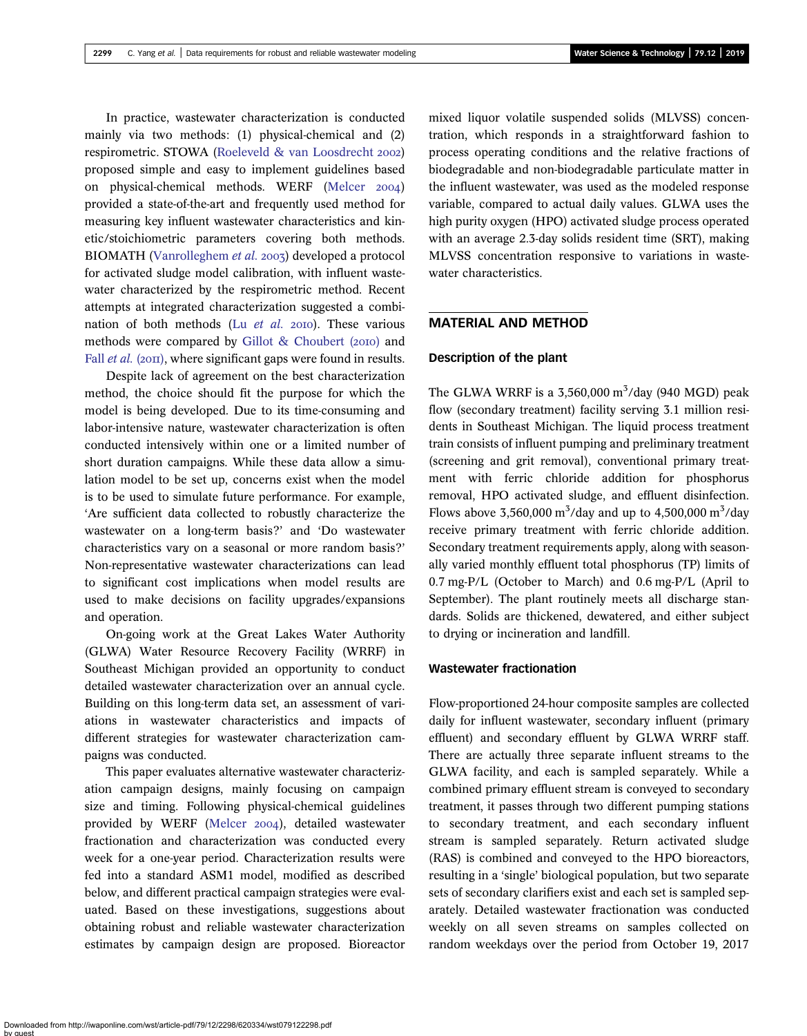In practice, wastewater characterization is conducted mainly via two methods: (1) physical-chemical and (2) respirometric. STOWA (Roeleveld & van Loosdrecht 2002) proposed simple and easy to implement guidelines based on physical-chemical methods. WERF (Melcer 2004) provided a state-of-the-art and frequently used method for measuring key influent wastewater characteristics and kinetic/stoichiometric parameters covering both methods. BIOMATH (Vanrolleghem *et al.* 2003) developed a protocol for activated sludge model calibration, with influent wastewater characterized by the respirometric method. Recent attempts at integrated characterization suggested a combination of both methods (Lu *et al.* 2010). These various methods were compared by Gillot & Choubert (2010) and Fall *et al.* (2011), where significant gaps were found in results.

Despite lack of agreement on the best characterization method, the choice should fit the purpose for which the model is being developed. Due to its time-consuming and labor-intensive nature, wastewater characterization is often conducted intensively within one or a limited number of short duration campaigns. While these data allow a simulation model to be set up, concerns exist when the model is to be used to simulate future performance. For example, 'Are sufficient data collected to robustly characterize the wastewater on a long-term basis?' and 'Do wastewater characteristics vary on a seasonal or more random basis?' Non-representative wastewater characterizations can lead to significant cost implications when model results are used to make decisions on facility upgrades/expansions and operation.

On-going work at the Great Lakes Water Authority (GLWA) Water Resource Recovery Facility (WRRF) in Southeast Michigan provided an opportunity to conduct detailed wastewater characterization over an annual cycle. Building on this long-term data set, an assessment of variations in wastewater characteristics and impacts of different strategies for wastewater characterization campaigns was conducted.

This paper evaluates alternative wastewater characterization campaign designs, mainly focusing on campaign size and timing. Following physical-chemical guidelines provided by WERF (Melcer 2004), detailed wastewater fractionation and characterization was conducted every week for a one-year period. Characterization results were fed into a standard ASM1 model, modified as described below, and different practical campaign strategies were evaluated. Based on these investigations, suggestions about obtaining robust and reliable wastewater characterization estimates by campaign design are proposed. Bioreactor mixed liquor volatile suspended solids (MLVSS) concentration, which responds in a straightforward fashion to process operating conditions and the relative fractions of biodegradable and non-biodegradable particulate matter in the influent wastewater, was used as the modeled response variable, compared to actual daily values. GLWA uses the high purity oxygen (HPO) activated sludge process operated with an average 2.3-day solids resident time (SRT), making MLVSS concentration responsive to variations in wastewater characteristics.

## MATERIAL AND METHOD

### Description of the plant

The GLWA WRRF is a 3,560,000 $m^3$/day (940 MGD) peak flow (secondary treatment) facility serving 3.1 million residents in Southeast Michigan. The liquid process treatment train consists of influent pumping and preliminary treatment (screening and grit removal), conventional primary treatment with ferric chloride addition for phosphorus removal, HPO activated sludge, and effluent disinfection. Flows above 3,560,000 $m^3$/day and up to 4,500,000 $m^3$/day receive primary treatment with ferric chloride addition. Secondary treatment requirements apply, along with seasonally varied monthly effluent total phosphorus (TP) limits of 0.7 mg-P/L (October to March) and 0.6 mg-P/L (April to September). The plant routinely meets all discharge standards. Solids are thickened, dewatered, and either subject to drying or incineration and landfill.

### Wastewater fractionation

Flow-proportioned 24-hour composite samples are collected daily for influent wastewater, secondary influent (primary effluent) and secondary effluent by GLWA WRRF staff. There are actually three separate influent streams to the GLWA facility, and each is sampled separately. While a combined primary effluent stream is conveyed to secondary treatment, it passes through two different pumping stations to secondary treatment, and each secondary influent stream is sampled separately. Return activated sludge (RAS) is combined and conveyed to the HPO bioreactors, resulting in a 'single' biological population, but two separate sets of secondary clarifiers exist and each set is sampled separately. Detailed wastewater fractionation was conducted weekly on all seven streams on samples collected on random weekdays over the period from October 19, 2017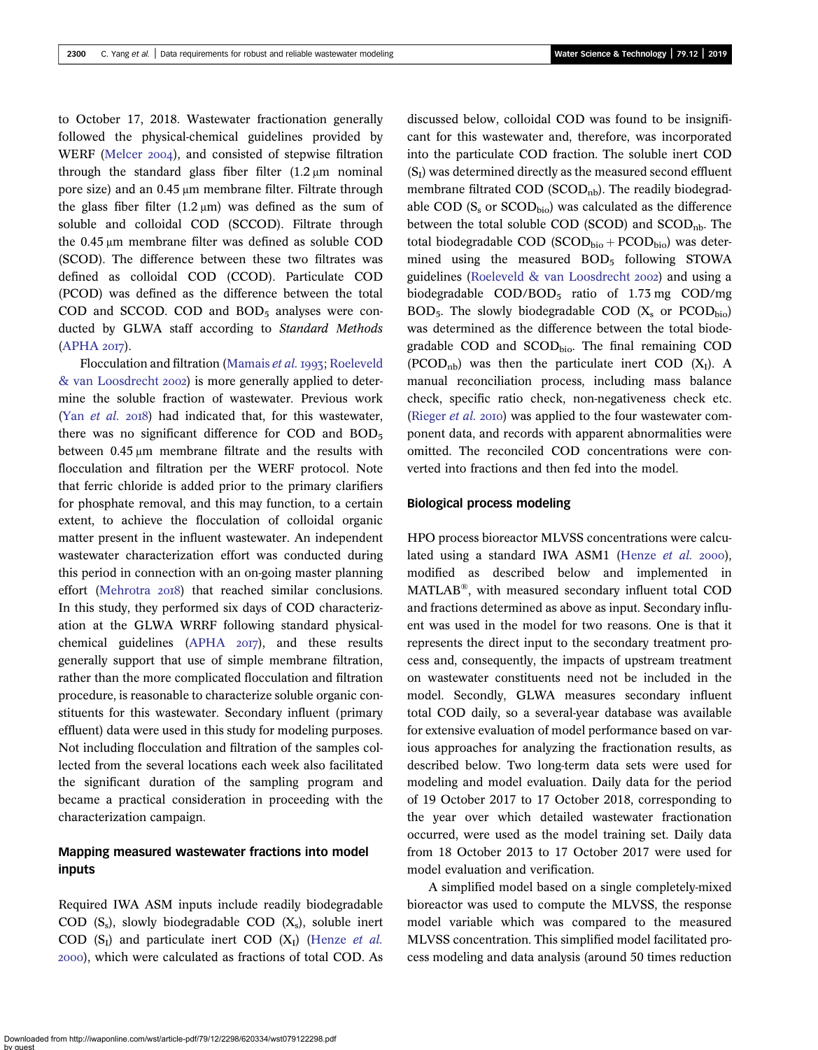to October 17, 2018. Wastewater fractionation generally followed the physical-chemical guidelines provided by WERF (Melcer 2004), and consisted of stepwise filtration through the standard glass fiber filter (1.2 μm nominal pore size) and an 0.45 μm membrane filter. Filtrate through the glass fiber filter (1.2 μm) was defined as the sum of soluble and colloidal COD (SCCOD). Filtrate through the 0.45 μm membrane filter was defined as soluble COD (SCOD). The difference between these two filtrates was defined as colloidal COD (CCOD). Particulate COD (PCOD) was defined as the difference between the total COD and SCCOD. COD and $BOD_5$ analyses were conducted by GLWA staff according to *Standard Methods* (APHA 2017).

Flocculation and filtration (Mamais *et al.* 1993; Roeleveld & van Loosdrecht 2002) is more generally applied to determine the soluble fraction of wastewater. Previous work (Yan *et al.* 2018) had indicated that, for this wastewater, there was no significant difference for COD and $BOD_5$ between 0.45 μm membrane filtrate and the results with flocculation and filtration per the WERF protocol. Note that ferric chloride is added prior to the primary clarifiers for phosphate removal, and this may function, to a certain extent, to achieve the flocculation of colloidal organic matter present in the influent wastewater. An independent wastewater characterization effort was conducted during this period in connection with an on-going master planning effort (Mehrotra 2018) that reached similar conclusions. In this study, they performed six days of COD characterization at the GLWA WRRF following standard physical-chemical guidelines (APHA 2017), and these results generally support that use of simple membrane filtration, rather than the more complicated flocculation and filtration procedure, is reasonable to characterize soluble organic constituents for this wastewater. Secondary influent (primary effluent) data were used in this study for modeling purposes. Not including flocculation and filtration of the samples collected from the several locations each week also facilitated the significant duration of the sampling program and became a practical consideration in proceeding with the characterization campaign.

## Mapping measured wastewater fractions into model inputs

Required IWA ASM inputs include readily biodegradable COD ($S_s$), slowly biodegradable COD ($X_s$), soluble inert COD ($S_I$) and particulate inert COD ($X_I$) (Henze *et al.* 2000), which were calculated as fractions of total COD. As discussed below, colloidal COD was found to be insignificant for this wastewater and, therefore, was incorporated into the particulate COD fraction. The soluble inert COD ($S_I$) was determined directly as the measured second effluent membrane filtrated COD ($SCOD_{nb}$). The readily biodegradable COD ($S_s$ or $SCOD_{bio}$) was calculated as the difference between the total soluble COD (SCOD) and $SCOD_{nb}$. The total biodegradable COD ($SCOD_{bio} + PCOD_{bio}$) was determined using the measured $BOD_5$ following STOWA guidelines (Roeleveld & van Loosdrecht 2002) and using a biodegradable COD/$BOD_5$ ratio of 1.73 mg COD/mg $BOD_5$. The slowly biodegradable COD ($X_s$ or $PCOD_{bio}$) was determined as the difference between the total biodegradable COD and $SCOD_{bio}$. The final remaining COD ($PCOD_{nb}$) was then the particulate inert COD ($X_I$). A manual reconciliation process, including mass balance check, specific ratio check, non-negativeness check etc. (Rieger *et al.* 2010) was applied to the four wastewater component data, and records with apparent abnormalities were omitted. The reconciled COD concentrations were converted into fractions and then fed into the model.

## Biological process modeling

HPO process bioreactor MLVSS concentrations were calculated using a standard IWA ASM1 (Henze *et al.* 2000), modified as described below and implemented in MATLAB®, with measured secondary influent total COD and fractions determined as above as input. Secondary influent was used in the model for two reasons. One is that it represents the direct input to the secondary treatment process and, consequently, the impacts of upstream treatment on wastewater constituents need not be included in the model. Secondly, GLWA measures secondary influent total COD daily, so a several-year database was available for extensive evaluation of model performance based on various approaches for analyzing the fractionation results, as described below. Two long-term data sets were used for modeling and model evaluation. Daily data for the period of 19 October 2017 to 17 October 2018, corresponding to the year over which detailed wastewater fractionation occurred, were used as the model training set. Daily data from 18 October 2013 to 17 October 2017 were used for model evaluation and verification.

A simplified model based on a single completely-mixed bioreactor was used to compute the MLVSS, the response model variable which was compared to the measured MLVSS concentration. This simplified model facilitated process modeling and data analysis (around 50 times reduction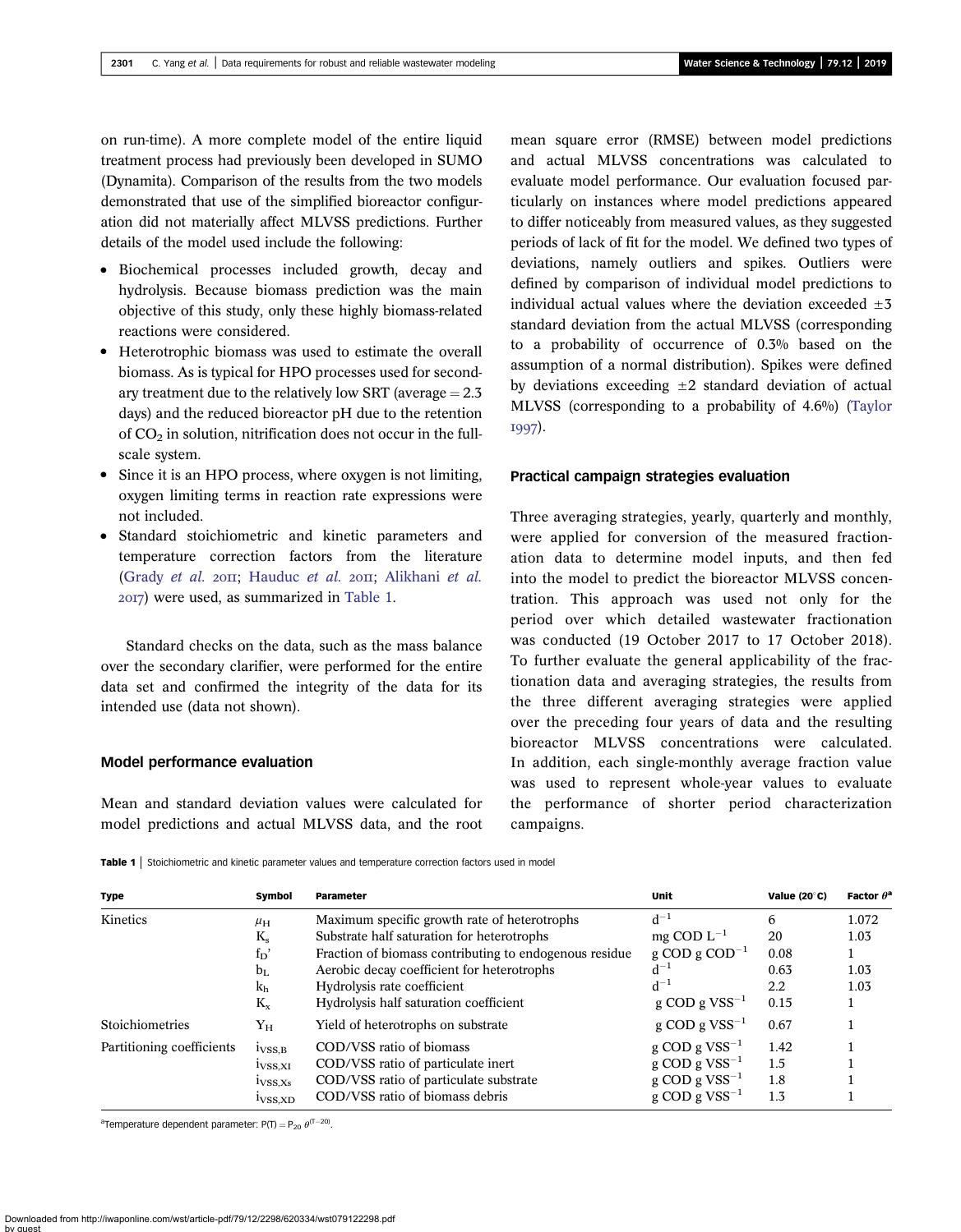on run-time). A more complete model of the entire liquid treatment process had previously been developed in SUMO (Dynamita). Comparison of the results from the two models demonstrated that use of the simplified bioreactor configuration did not materially affect MLVSS predictions. Further details of the model used include the following:

- Biochemical processes included growth, decay and hydrolysis. Because biomass prediction was the main objective of this study, only these highly biomass-related reactions were considered.
- Heterotrophic biomass was used to estimate the overall biomass. As is typical for HPO processes used for secondary treatment due to the relatively low SRT (average = 2.3 days) and the reduced bioreactor pH due to the retention of $CO_2$ in solution, nitrification does not occur in the full-scale system.
- Since it is an HPO process, where oxygen is not limiting, oxygen limiting terms in reaction rate expressions were not included.
- Standard stoichiometric and kinetic parameters and temperature correction factors from the literature (Grady *et al.* 2011; Hauduc *et al.* 2011; Alikhani *et al.* 2017) were used, as summarized in Table 1.

Standard checks on the data, such as the mass balance over the secondary clarifier, were performed for the entire data set and confirmed the integrity of the data for its intended use (data not shown).

### Model performance evaluation

Mean and standard deviation values were calculated for model predictions and actual MLVSS data, and the root mean square error (RMSE) between model predictions and actual MLVSS concentrations was calculated to evaluate model performance. Our evaluation focused particularly on instances where model predictions appeared to differ noticeably from measured values, as they suggested periods of lack of fit for the model. We defined two types of deviations, namely outliers and spikes. Outliers were defined by comparison of individual model predictions to individual actual values where the deviation exceeded ±3 standard deviation from the actual MLVSS (corresponding to a probability of occurrence of 0.3% based on the assumption of a normal distribution). Spikes were defined by deviations exceeding ±2 standard deviation of actual MLVSS (corresponding to a probability of 4.6%) (Taylor 1997).

### Practical campaign strategies evaluation

Three averaging strategies, yearly, quarterly and monthly, were applied for conversion of the measured fractionation data to determine model inputs, and then fed into the model to predict the bioreactor MLVSS concentration. This approach was used not only for the period over which detailed wastewater fractionation was conducted (19 October 2017 to 17 October 2018). To further evaluate the general applicability of the fractionation data and averaging strategies, the results from the three different averaging strategies were applied over the preceding four years of data and the resulting bioreactor MLVSS concentrations were calculated. In addition, each single-monthly average fraction value was used to represent whole-year values to evaluate the performance of shorter period characterization campaigns.

**Table 1** | Stoichiometric and kinetic parameter values and temperature correction factors used in model

| Type | Symbol | Parameter | Unit | Value (20 °C) | Factor $\theta$[a] |
|---|---|---|---|---|---|
| Kinetics | $\mu_H$ | Maximum specific growth rate of heterotrophs | $d^{-1}$ | 6 | 1.072 |
| | $K_s$ | Substrate half saturation for heterotrophs | mg COD $L^{-1}$ | 20 | 1.03 |
| | $f_D'$ | Fraction of biomass contributing to endogenous residue | g COD g $COD^{-1}$ | 0.08 | 1 |
| | $b_L$ | Aerobic decay coefficient for heterotrophs | $d^{-1}$ | 0.63 | 1.03 |
| | $k_h$ | Hydrolysis rate coefficient | $d^{-1}$ | 2.2 | 1.03 |
| | $K_x$ | Hydrolysis half saturation coefficient | g COD g $VSS^{-1}$ | 0.15 | 1 |
| Stoichiometries | $Y_H$ | Yield of heterotrophs on substrate | g COD g $VSS^{-1}$ | 0.67 | 1 |
| Partitioning coefficients | $i_{VSS,B}$ | COD/VSS ratio of biomass | g COD g $VSS^{-1}$ | 1.42 | 1 |
| | $i_{VSS,XI}$ | COD/VSS ratio of particulate inert | g COD g $VSS^{-1}$ | 1.5 | 1 |
| | $i_{VSS,Xs}$ | COD/VSS ratio of particulate substrate | g COD g $VSS^{-1}$ | 1.8 | 1 |
| | $i_{VSS,XD}$ | COD/VSS ratio of biomass debris | g COD g $VSS^{-1}$ | 1.3 | 1 |

[a]Temperature dependent parameter: $P(T) = P_{20}\,\theta^{(T-20)}$.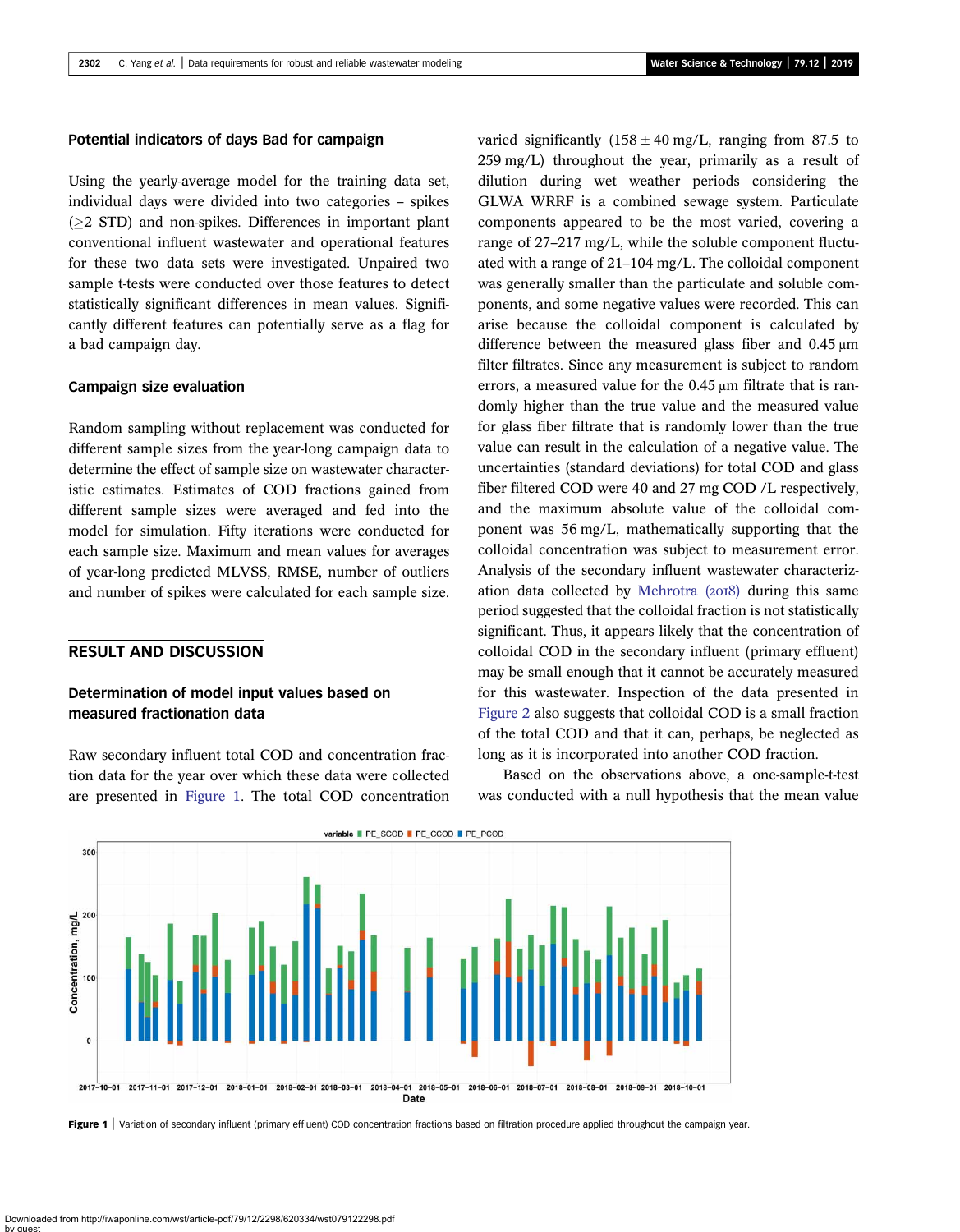### Potential indicators of days Bad for campaign

Using the yearly-average model for the training data set, individual days were divided into two categories – spikes (≥2 STD) and non-spikes. Differences in important plant conventional influent wastewater and operational features for these two data sets were investigated. Unpaired two sample t-tests were conducted over those features to detect statistically significant differences in mean values. Significantly different features can potentially serve as a flag for a bad campaign day.

### Campaign size evaluation

Random sampling without replacement was conducted for different sample sizes from the year-long campaign data to determine the effect of sample size on wastewater characteristic estimates. Estimates of COD fractions gained from different sample sizes were averaged and fed into the model for simulation. Fifty iterations were conducted for each sample size. Maximum and mean values for averages of year-long predicted MLVSS, RMSE, number of outliers and number of spikes were calculated for each sample size.

## RESULT AND DISCUSSION

### Determination of model input values based on measured fractionation data

Raw secondary influent total COD and concentration fraction data for the year over which these data were collected are presented in Figure 1. The total COD concentration varied significantly (158 ± 40 mg/L, ranging from 87.5 to 259 mg/L) throughout the year, primarily as a result of dilution during wet weather periods considering the GLWA WRRF is a combined sewage system. Particulate components appeared to be the most varied, covering a range of 27–217 mg/L, while the soluble component fluctuated with a range of 21–104 mg/L. The colloidal component was generally smaller than the particulate and soluble components, and some negative values were recorded. This can arise because the colloidal component is calculated by difference between the measured glass fiber and 0.45 μm filter filtrates. Since any measurement is subject to random errors, a measured value for the 0.45 μm filtrate that is randomly higher than the true value and the measured value for glass fiber filtrate that is randomly lower than the true value can result in the calculation of a negative value. The uncertainties (standard deviations) for total COD and glass fiber filtered COD were 40 and 27 mg COD /L respectively, and the maximum absolute value of the colloidal component was 56 mg/L, mathematically supporting that the colloidal concentration was subject to measurement error. Analysis of the secondary influent wastewater characterization data collected by Mehrotra (2018) during this same period suggested that the colloidal fraction is not statistically significant. Thus, it appears likely that the concentration of colloidal COD in the secondary influent (primary effluent) may be small enough that it cannot be accurately measured for this wastewater. Inspection of the data presented in Figure 2 also suggests that colloidal COD is a small fraction of the total COD and that it can, perhaps, be neglected as long as it is incorporated into another COD fraction.

Based on the observations above, a one-sample-t-test was conducted with a null hypothesis that the mean value

**Figure 1** | Variation of secondary influent (primary effluent) COD concentration fractions based on filtration procedure applied throughout the campaign year.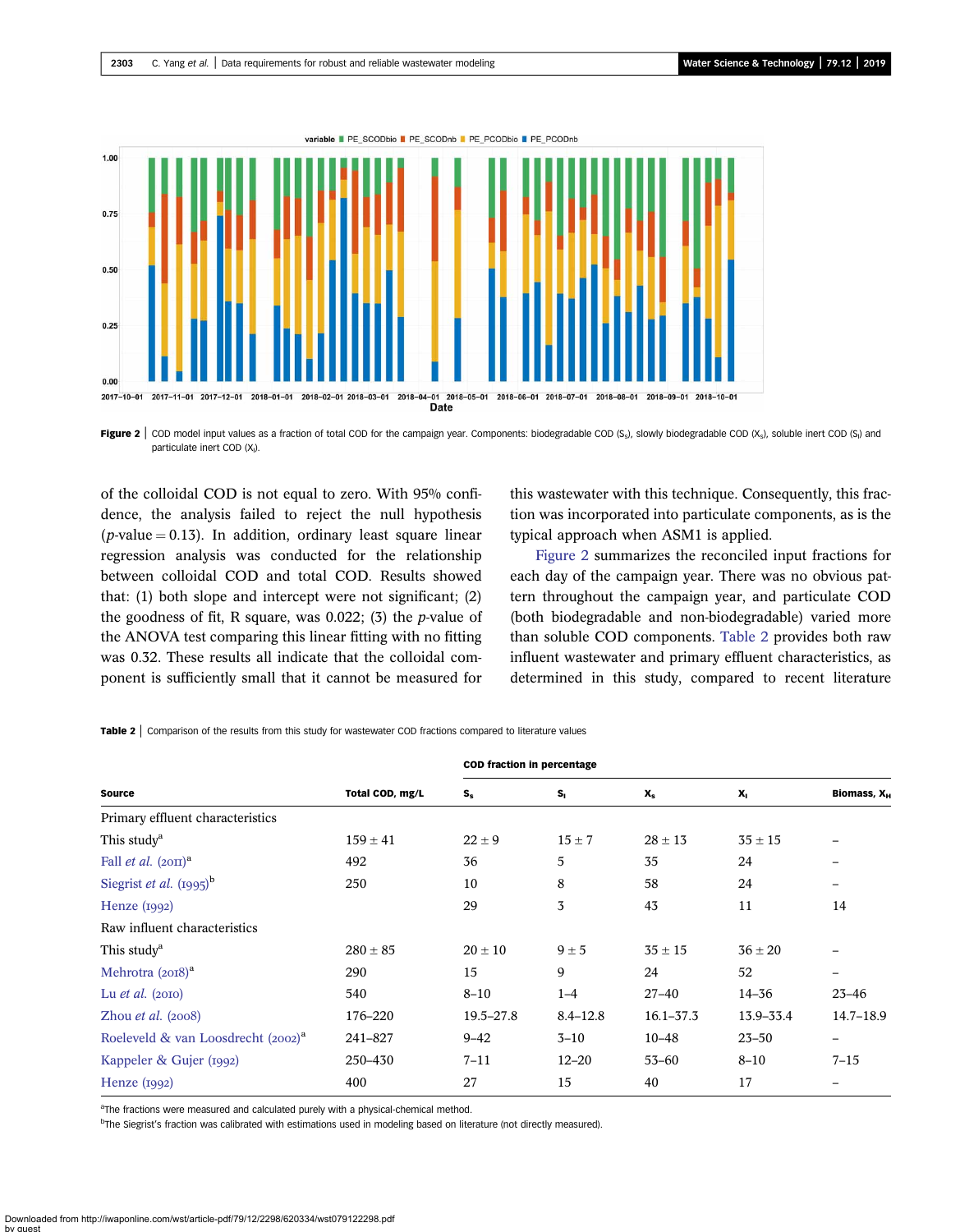Figure 2 | COD model input values as a fraction of total COD for the campaign year. Components: biodegradable COD ($S_s$), slowly biodegradable COD ($X_s$), soluble inert COD ($S_I$) and particulate inert COD ($X_I$).

of the colloidal COD is not equal to zero. With 95% confidence, the analysis failed to reject the null hypothesis ($p$-value = 0.13). In addition, ordinary least square linear regression analysis was conducted for the relationship between colloidal COD and total COD. Results showed that: (1) both slope and intercept were not significant; (2) the goodness of fit, R square, was 0.022; (3) the $p$-value of the ANOVA test comparing this linear fitting with no fitting was 0.32. These results all indicate that the colloidal component is sufficiently small that it cannot be measured for this wastewater with this technique. Consequently, this fraction was incorporated into particulate components, as is the typical approach when ASM1 is applied.

Figure 2 summarizes the reconciled input fractions for each day of the campaign year. There was no obvious pattern throughout the campaign year, and particulate COD (both biodegradable and non-biodegradable) varied more than soluble COD components. Table 2 provides both raw influent wastewater and primary effluent characteristics, as determined in this study, compared to recent literature

Table 2 | Comparison of the results from this study for wastewater COD fractions compared to literature values

| Source | Total COD, mg/L | COD fraction in percentage | | | | |
|---|---|---|---|---|---|---|
| | | $S_s$ | $S_I$ | $X_s$ | $X_I$ | Biomass, $X_H$ |
| Primary effluent characteristics | | | | | | |
| This study[a] | 159 ± 41 | 22 ± 9 | 15 ± 7 | 28 ± 13 | 35 ± 15 | – |
| Fall *et al.* (2011)[a] | 492 | 36 | 5 | 35 | 24 | – |
| Siegrist *et al.* (1995)[b] | 250 | 10 | 8 | 58 | 24 | – |
| Henze (1992) | | 29 | 3 | 43 | 11 | 14 |
| Raw influent characteristics | | | | | | |
| This study[a] | 280 ± 85 | 20 ± 10 | 9 ± 5 | 35 ± 15 | 36 ± 20 | – |
| Mehrotra (2018)[a] | 290 | 15 | 9 | 24 | 52 | – |
| Lu *et al.* (2010) | 540 | 8–10 | 1–4 | 27–40 | 14–36 | 23–46 |
| Zhou *et al.* (2008) | 176–220 | 19.5–27.8 | 8.4–12.8 | 16.1–37.3 | 13.9–33.4 | 14.7–18.9 |
| Roeleveld & van Loosdrecht (2002)[a] | 241–827 | 9–42 | 3–10 | 10–48 | 23–50 | – |
| Kappeler & Gujer (1992) | 250–430 | 7–11 | 12–20 | 53–60 | 8–10 | 7–15 |
| Henze (1992) | 400 | 27 | 15 | 40 | 17 | – |

[a]The fractions were measured and calculated purely with a physical-chemical method.

[b]The Siegrist's fraction was calibrated with estimations used in modeling based on literature (not directly measured).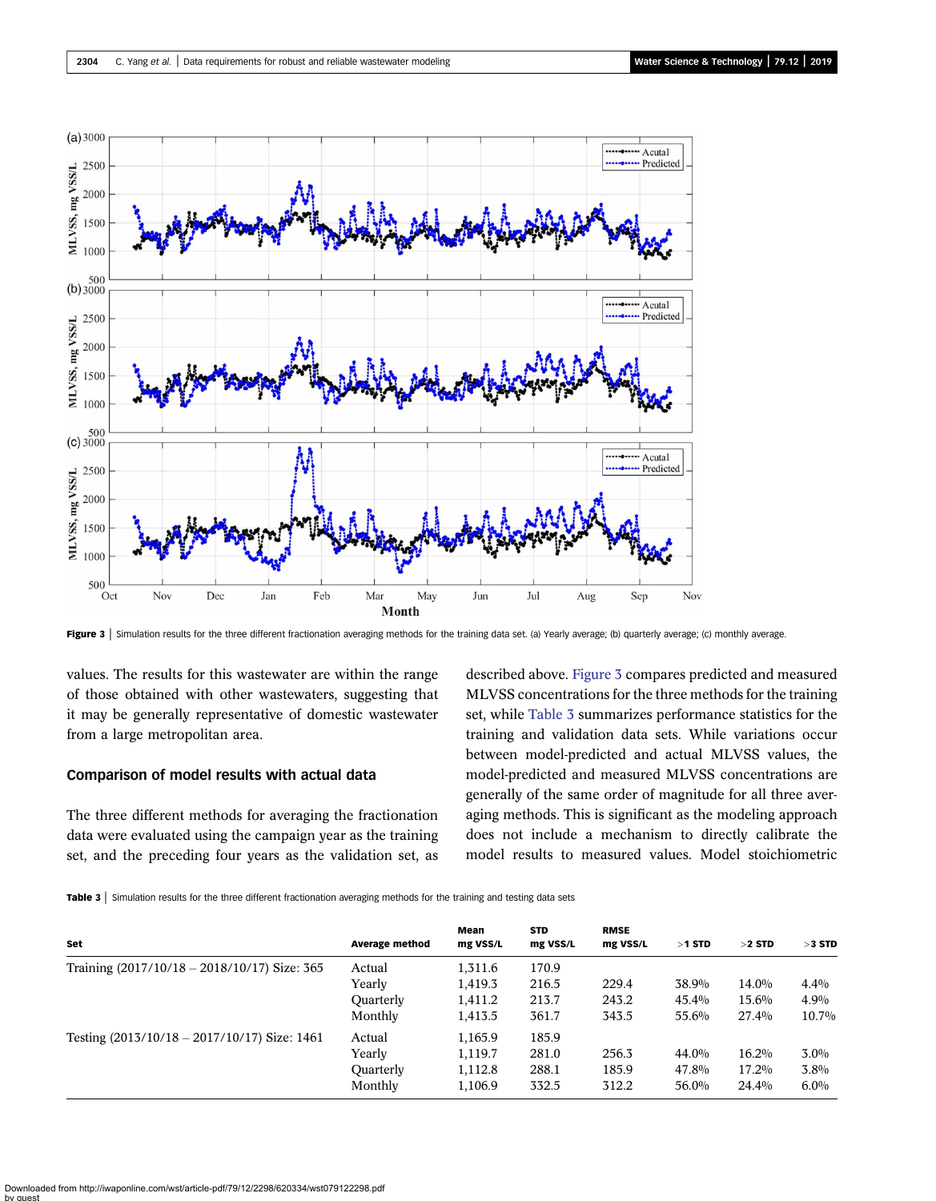**Figure 3** | Simulation results for the three different fractionation averaging methods for the training data set. (a) Yearly average; (b) quarterly average; (c) monthly average.

values. The results for this wastewater are within the range of those obtained with other wastewaters, suggesting that it may be generally representative of domestic wastewater from a large metropolitan area.

## Comparison of model results with actual data

The three different methods for averaging the fractionation data were evaluated using the campaign year as the training set, and the preceding four years as the validation set, as described above. Figure 3 compares predicted and measured MLVSS concentrations for the three methods for the training set, while Table 3 summarizes performance statistics for the training and validation data sets. While variations occur between model-predicted and actual MLVSS values, the model-predicted and measured MLVSS concentrations are generally of the same order of magnitude for all three averaging methods. This is significant as the modeling approach does not include a mechanism to directly calibrate the model results to measured values. Model stoichiometric

**Table 3** | Simulation results for the three different fractionation averaging methods for the training and testing data sets

| Set | Average method | Mean mg VSS/L | STD mg VSS/L | RMSE mg VSS/L | >1 STD | >2 STD | >3 STD |
|---|---|---|---|---|---|---|---|
| Training (2017/10/18 – 2018/10/17) Size: 365 | Actual | 1,311.6 | 170.9 | | | | |
| | Yearly | 1,419.3 | 216.5 | 229.4 | 38.9% | 14.0% | 4.4% |
| | Quarterly | 1,411.2 | 213.7 | 243.2 | 45.4% | 15.6% | 4.9% |
| | Monthly | 1,413.5 | 361.7 | 343.5 | 55.6% | 27.4% | 10.7% |
| Testing (2013/10/18 – 2017/10/17) Size: 1461 | Actual | 1,165.9 | 185.9 | | | | |
| | Yearly | 1,119.7 | 281.0 | 256.3 | 44.0% | 16.2% | 3.0% |
| | Quarterly | 1,112.8 | 288.1 | 185.9 | 47.8% | 17.2% | 3.8% |
| | Monthly | 1,106.9 | 332.5 | 312.2 | 56.0% | 24.4% | 6.0% |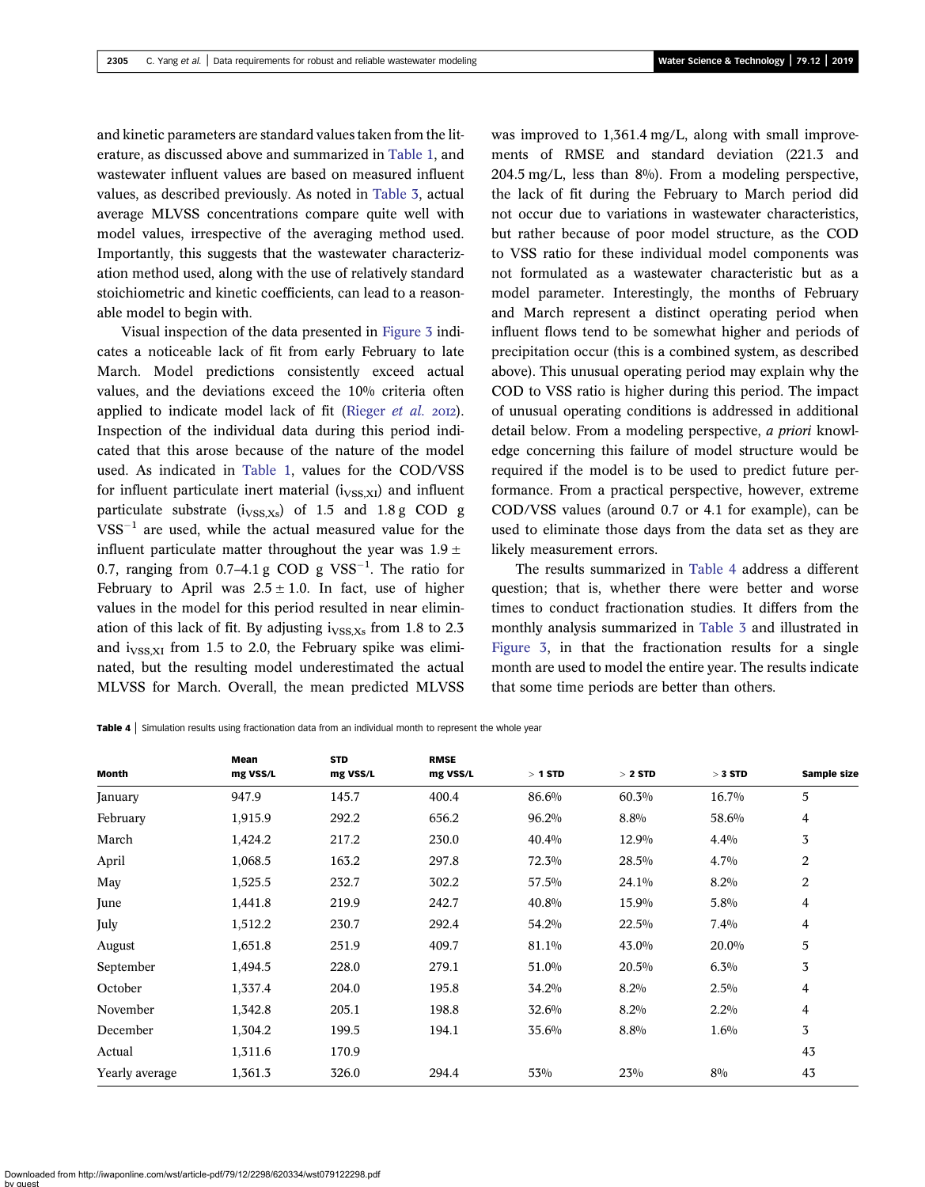and kinetic parameters are standard values taken from the literature, as discussed above and summarized in Table 1, and wastewater influent values are based on measured influent values, as described previously. As noted in Table 3, actual average MLVSS concentrations compare quite well with model values, irrespective of the averaging method used. Importantly, this suggests that the wastewater characterization method used, along with the use of relatively standard stoichiometric and kinetic coefficients, can lead to a reasonable model to begin with.

Visual inspection of the data presented in Figure 3 indicates a noticeable lack of fit from early February to late March. Model predictions consistently exceed actual values, and the deviations exceed the 10% criteria often applied to indicate model lack of fit (Rieger *et al.* 2012). Inspection of the individual data during this period indicated that this arose because of the nature of the model used. As indicated in Table 1, values for the COD/VSS for influent particulate inert material ($i_{VSS,XI}$) and influent particulate substrate ($i_{VSS,Xs}$) of 1.5 and 1.8 g COD g $VSS^{-1}$ are used, while the actual measured value for the influent particulate matter throughout the year was $1.9 \pm 0.7$, ranging from 0.7–4.1 g COD g $VSS^{-1}$. The ratio for February to April was $2.5 \pm 1.0$. In fact, use of higher values in the model for this period resulted in near elimination of this lack of fit. By adjusting $i_{VSS,Xs}$ from 1.8 to 2.3 and $i_{VSS,XI}$ from 1.5 to 2.0, the February spike was eliminated, but the resulting model underestimated the actual MLVSS for March. Overall, the mean predicted MLVSS was improved to 1,361.4 mg/L, along with small improvements of RMSE and standard deviation (221.3 and 204.5 mg/L, less than 8%). From a modeling perspective, the lack of fit during the February to March period did not occur due to variations in wastewater characteristics, but rather because of poor model structure, as the COD to VSS ratio for these individual model components was not formulated as a wastewater characteristic but as a model parameter. Interestingly, the months of February and March represent a distinct operating period when influent flows tend to be somewhat higher and periods of precipitation occur (this is a combined system, as described above). This unusual operating period may explain why the COD to VSS ratio is higher during this period. The impact of unusual operating conditions is addressed in additional detail below. From a modeling perspective, *a priori* knowledge concerning this failure of model structure would be required if the model is to be used to predict future performance. From a practical perspective, however, extreme COD/VSS values (around 0.7 or 4.1 for example), can be used to eliminate those days from the data set as they are likely measurement errors.

The results summarized in Table 4 address a different question; that is, whether there were better and worse times to conduct fractionation studies. It differs from the monthly analysis summarized in Table 3 and illustrated in Figure 3, in that the fractionation results for a single month are used to model the entire year. The results indicate that some time periods are better than others.

**Table 4** | Simulation results using fractionation data from an individual month to represent the whole year

| Month | Mean mg VSS/L | STD mg VSS/L | RMSE mg VSS/L | > 1 STD | > 2 STD | > 3 STD | Sample size |
|---|---|---|---|---|---|---|---|
| January | 947.9 | 145.7 | 400.4 | 86.6% | 60.3% | 16.7% | 5 |
| February | 1,915.9 | 292.2 | 656.2 | 96.2% | 8.8% | 58.6% | 4 |
| March | 1,424.2 | 217.2 | 230.0 | 40.4% | 12.9% | 4.4% | 3 |
| April | 1,068.5 | 163.2 | 297.8 | 72.3% | 28.5% | 4.7% | 2 |
| May | 1,525.5 | 232.7 | 302.2 | 57.5% | 24.1% | 8.2% | 2 |
| June | 1,441.8 | 219.9 | 242.7 | 40.8% | 15.9% | 5.8% | 4 |
| July | 1,512.2 | 230.7 | 292.4 | 54.2% | 22.5% | 7.4% | 4 |
| August | 1,651.8 | 251.9 | 409.7 | 81.1% | 43.0% | 20.0% | 5 |
| September | 1,494.5 | 228.0 | 279.1 | 51.0% | 20.5% | 6.3% | 3 |
| October | 1,337.4 | 204.0 | 195.8 | 34.2% | 8.2% | 2.5% | 4 |
| November | 1,342.8 | 205.1 | 198.8 | 32.6% | 8.2% | 2.2% | 4 |
| December | 1,304.2 | 199.5 | 194.1 | 35.6% | 8.8% | 1.6% | 3 |
| Actual | 1,311.6 | 170.9 | | | | | 43 |
| Yearly average | 1,361.3 | 326.0 | 294.4 | 53% | 23% | 8% | 43 |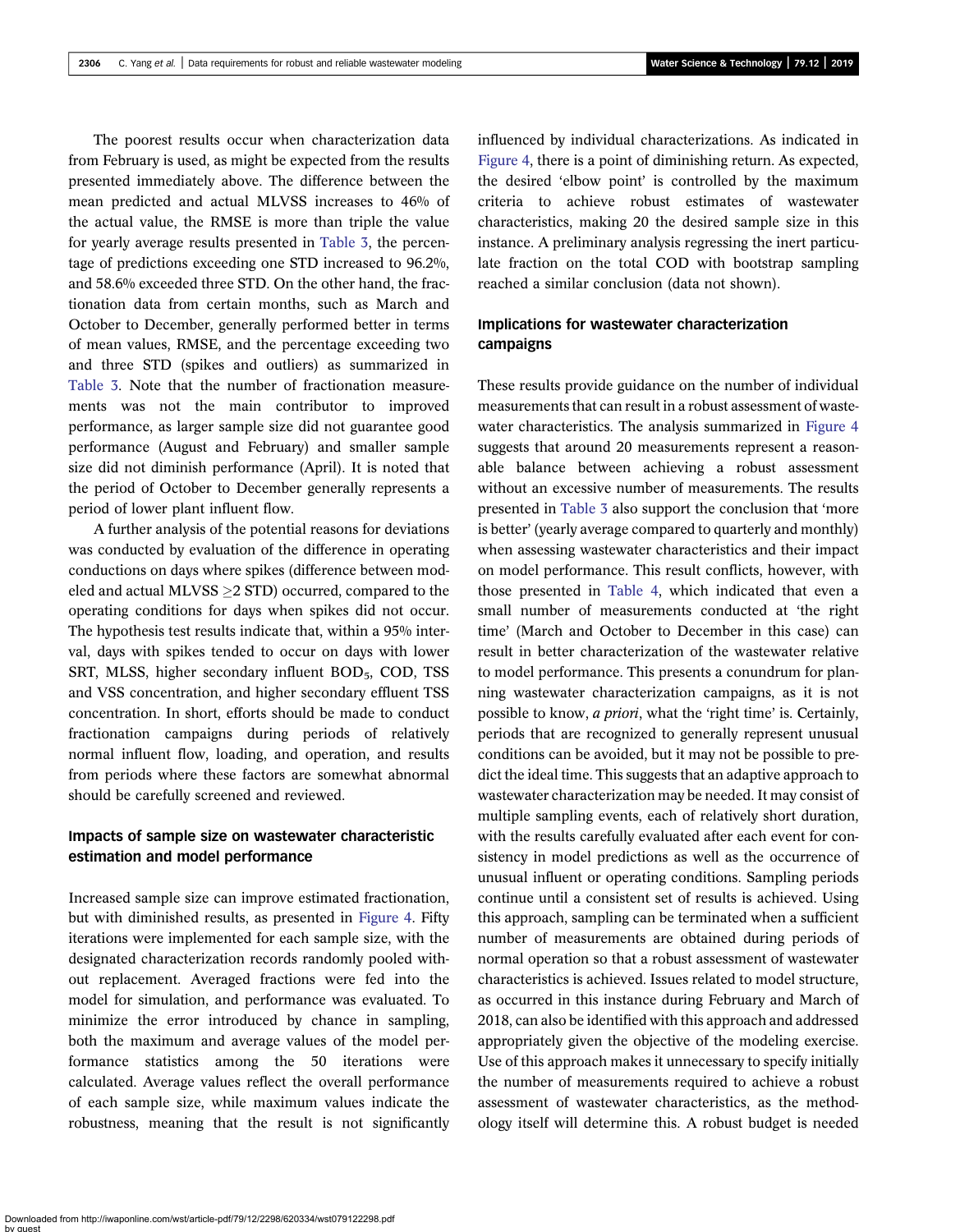The poorest results occur when characterization data from February is used, as might be expected from the results presented immediately above. The difference between the mean predicted and actual MLVSS increases to 46% of the actual value, the RMSE is more than triple the value for yearly average results presented in Table 3, the percentage of predictions exceeding one STD increased to 96.2%, and 58.6% exceeded three STD. On the other hand, the fractionation data from certain months, such as March and October to December, generally performed better in terms of mean values, RMSE, and the percentage exceeding two and three STD (spikes and outliers) as summarized in Table 3. Note that the number of fractionation measurements was not the main contributor to improved performance, as larger sample size did not guarantee good performance (August and February) and smaller sample size did not diminish performance (April). It is noted that the period of October to December generally represents a period of lower plant influent flow.

A further analysis of the potential reasons for deviations was conducted by evaluation of the difference in operating conductions on days where spikes (difference between modeled and actual MLVSS $\geq$2 STD) occurred, compared to the operating conditions for days when spikes did not occur. The hypothesis test results indicate that, within a 95% interval, days with spikes tended to occur on days with lower SRT, MLSS, higher secondary influent $BOD_5$, COD, TSS and VSS concentration, and higher secondary effluent TSS concentration. In short, efforts should be made to conduct fractionation campaigns during periods of relatively normal influent flow, loading, and operation, and results from periods where these factors are somewhat abnormal should be carefully screened and reviewed.

## Impacts of sample size on wastewater characteristic estimation and model performance

Increased sample size can improve estimated fractionation, but with diminished results, as presented in Figure 4. Fifty iterations were implemented for each sample size, with the designated characterization records randomly pooled without replacement. Averaged fractions were fed into the model for simulation, and performance was evaluated. To minimize the error introduced by chance in sampling, both the maximum and average values of the model performance statistics among the 50 iterations were calculated. Average values reflect the overall performance of each sample size, while maximum values indicate the robustness, meaning that the result is not significantly influenced by individual characterizations. As indicated in Figure 4, there is a point of diminishing return. As expected, the desired 'elbow point' is controlled by the maximum criteria to achieve robust estimates of wastewater characteristics, making 20 the desired sample size in this instance. A preliminary analysis regressing the inert particulate fraction on the total COD with bootstrap sampling reached a similar conclusion (data not shown).

## Implications for wastewater characterization campaigns

These results provide guidance on the number of individual measurements that can result in a robust assessment of wastewater characteristics. The analysis summarized in Figure 4 suggests that around 20 measurements represent a reasonable balance between achieving a robust assessment without an excessive number of measurements. The results presented in Table 3 also support the conclusion that 'more is better' (yearly average compared to quarterly and monthly) when assessing wastewater characteristics and their impact on model performance. This result conflicts, however, with those presented in Table 4, which indicated that even a small number of measurements conducted at 'the right time' (March and October to December in this case) can result in better characterization of the wastewater relative to model performance. This presents a conundrum for planning wastewater characterization campaigns, as it is not possible to know, *a priori*, what the 'right time' is. Certainly, periods that are recognized to generally represent unusual conditions can be avoided, but it may not be possible to predict the ideal time. This suggests that an adaptive approach to wastewater characterization may be needed. It may consist of multiple sampling events, each of relatively short duration, with the results carefully evaluated after each event for consistency in model predictions as well as the occurrence of unusual influent or operating conditions. Sampling periods continue until a consistent set of results is achieved. Using this approach, sampling can be terminated when a sufficient number of measurements are obtained during periods of normal operation so that a robust assessment of wastewater characteristics is achieved. Issues related to model structure, as occurred in this instance during February and March of 2018, can also be identified with this approach and addressed appropriately given the objective of the modeling exercise. Use of this approach makes it unnecessary to specify initially the number of measurements required to achieve a robust assessment of wastewater characteristics, as the methodology itself will determine this. A robust budget is needed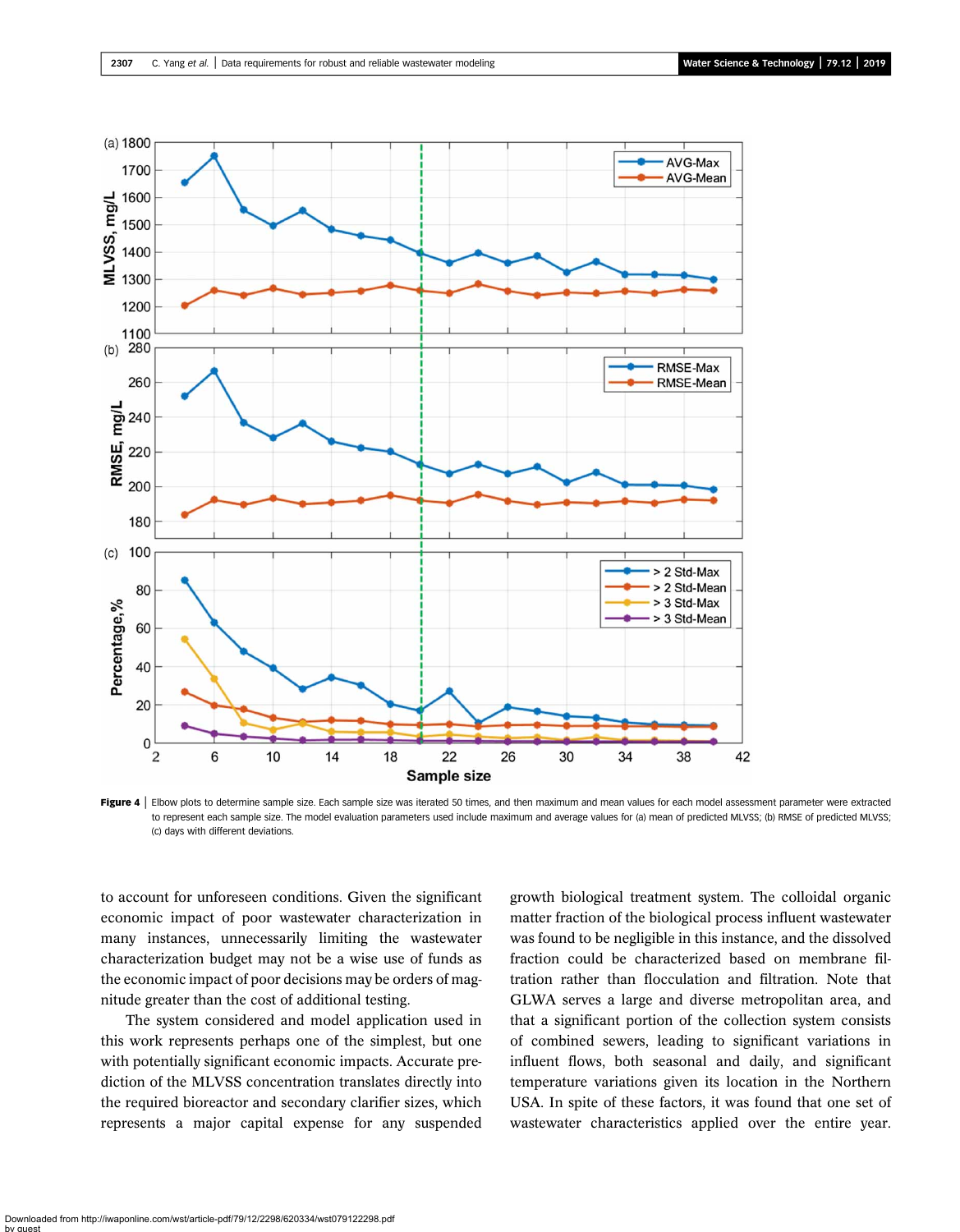**Figure 4** | Elbow plots to determine sample size. Each sample size was iterated 50 times, and then maximum and mean values for each model assessment parameter were extracted to represent each sample size. The model evaluation parameters used include maximum and average values for (a) mean of predicted MLVSS; (b) RMSE of predicted MLVSS; (c) days with different deviations.

to account for unforeseen conditions. Given the significant economic impact of poor wastewater characterization in many instances, unnecessarily limiting the wastewater characterization budget may not be a wise use of funds as the economic impact of poor decisions may be orders of magnitude greater than the cost of additional testing.

The system considered and model application used in this work represents perhaps one of the simplest, but one with potentially significant economic impacts. Accurate prediction of the MLVSS concentration translates directly into the required bioreactor and secondary clarifier sizes, which represents a major capital expense for any suspended growth biological treatment system. The colloidal organic matter fraction of the biological process influent wastewater was found to be negligible in this instance, and the dissolved fraction could be characterized based on membrane filtration rather than flocculation and filtration. Note that GLWA serves a large and diverse metropolitan area, and that a significant portion of the collection system consists of combined sewers, leading to significant variations in influent flows, both seasonal and daily, and significant temperature variations given its location in the Northern USA. In spite of these factors, it was found that one set of wastewater characteristics applied over the entire year.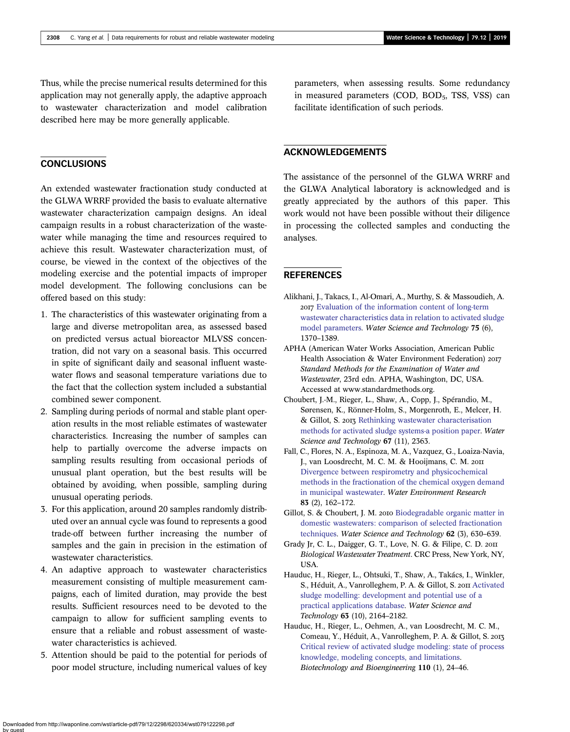Thus, while the precise numerical results determined for this application may not generally apply, the adaptive approach to wastewater characterization and model calibration described here may be more generally applicable.

## CONCLUSIONS

An extended wastewater fractionation study conducted at the GLWA WRRF provided the basis to evaluate alternative wastewater characterization campaign designs. An ideal campaign results in a robust characterization of the wastewater while managing the time and resources required to achieve this result. Wastewater characterization must, of course, be viewed in the context of the objectives of the modeling exercise and the potential impacts of improper model development. The following conclusions can be offered based on this study:

1. The characteristics of this wastewater originating from a large and diverse metropolitan area, as assessed based on predicted versus actual bioreactor MLVSS concentration, did not vary on a seasonal basis. This occurred in spite of significant daily and seasonal influent wastewater flows and seasonal temperature variations due to the fact that the collection system included a substantial combined sewer component.
2. Sampling during periods of normal and stable plant operation results in the most reliable estimates of wastewater characteristics. Increasing the number of samples can help to partially overcome the adverse impacts on sampling results resulting from occasional periods of unusual plant operation, but the best results will be obtained by avoiding, when possible, sampling during unusual operating periods.
3. For this application, around 20 samples randomly distributed over an annual cycle was found to represents a good trade-off between further increasing the number of samples and the gain in precision in the estimation of wastewater characteristics.
4. An adaptive approach to wastewater characteristics measurement consisting of multiple measurement campaigns, each of limited duration, may provide the best results. Sufficient resources need to be devoted to the campaign to allow for sufficient sampling events to ensure that a reliable and robust assessment of wastewater characteristics is achieved.
5. Attention should be paid to the potential for periods of poor model structure, including numerical values of key parameters, when assessing results. Some redundancy in measured parameters (COD, $BOD_5$, TSS, VSS) can facilitate identification of such periods.

## ACKNOWLEDGEMENTS

The assistance of the personnel of the GLWA WRRF and the GLWA Analytical laboratory is acknowledged and is greatly appreciated by the authors of this paper. This work would not have been possible without their diligence in processing the collected samples and conducting the analyses.

## REFERENCES

Alikhani, J., Takacs, I., Al-Omari, A., Murthy, S. & Massoudieh, A. 2017 Evaluation of the information content of long-term wastewater characteristics data in relation to activated sludge model parameters. *Water Science and Technology* **75** (6), 1370–1389.

APHA (American Water Works Association, American Public Health Association & Water Environment Federation) 2017 *Standard Methods for the Examination of Water and Wastewater*, 23rd edn. APHA, Washington, DC, USA. Accessed at www.standardmethods.org.

Choubert, J.-M., Rieger, L., Shaw, A., Copp, J., Spérandio, M., Sørensen, K., Rönner-Holm, S., Morgenroth, E., Melcer, H. & Gillot, S. 2013 Rethinking wastewater characterisation methods for activated sludge systems-a position paper. *Water Science and Technology* **67** (11), 2363.

Fall, C., Flores, N. A., Espinoza, M. A., Vazquez, G., Loaiza-Navia, J., van Loosdrecht, M. C. M. & Hooijmans, C. M. 2011 Divergence between respirometry and physicochemical methods in the fractionation of the chemical oxygen demand in municipal wastewater. *Water Environment Research* **83** (2), 162–172.

Gillot, S. & Choubert, J. M. 2010 Biodegradable organic matter in domestic wastewaters: comparison of selected fractionation techniques. *Water Science and Technology* **62** (3), 630–639.

Grady Jr, C. L., Daigger, G. T., Love, N. G. & Filipe, C. D. 2011 *Biological Wastewater Treatment*. CRC Press, New York, NY, USA.

Hauduc, H., Rieger, L., Ohtsuki, T., Shaw, A., Takács, I., Winkler, S., Héduit, A., Vanrolleghem, P. A. & Gillot, S. 2011 Activated sludge modelling: development and potential use of a practical applications database. *Water Science and Technology* **63** (10), 2164–2182.

Hauduc, H., Rieger, L., Oehmen, A., van Loosdrecht, M. C. M., Comeau, Y., Héduit, A., Vanrolleghem, P. A. & Gillot, S. 2013 Critical review of activated sludge modeling: state of process knowledge, modeling concepts, and limitations. *Biotechnology and Bioengineering* **110** (1), 24–46.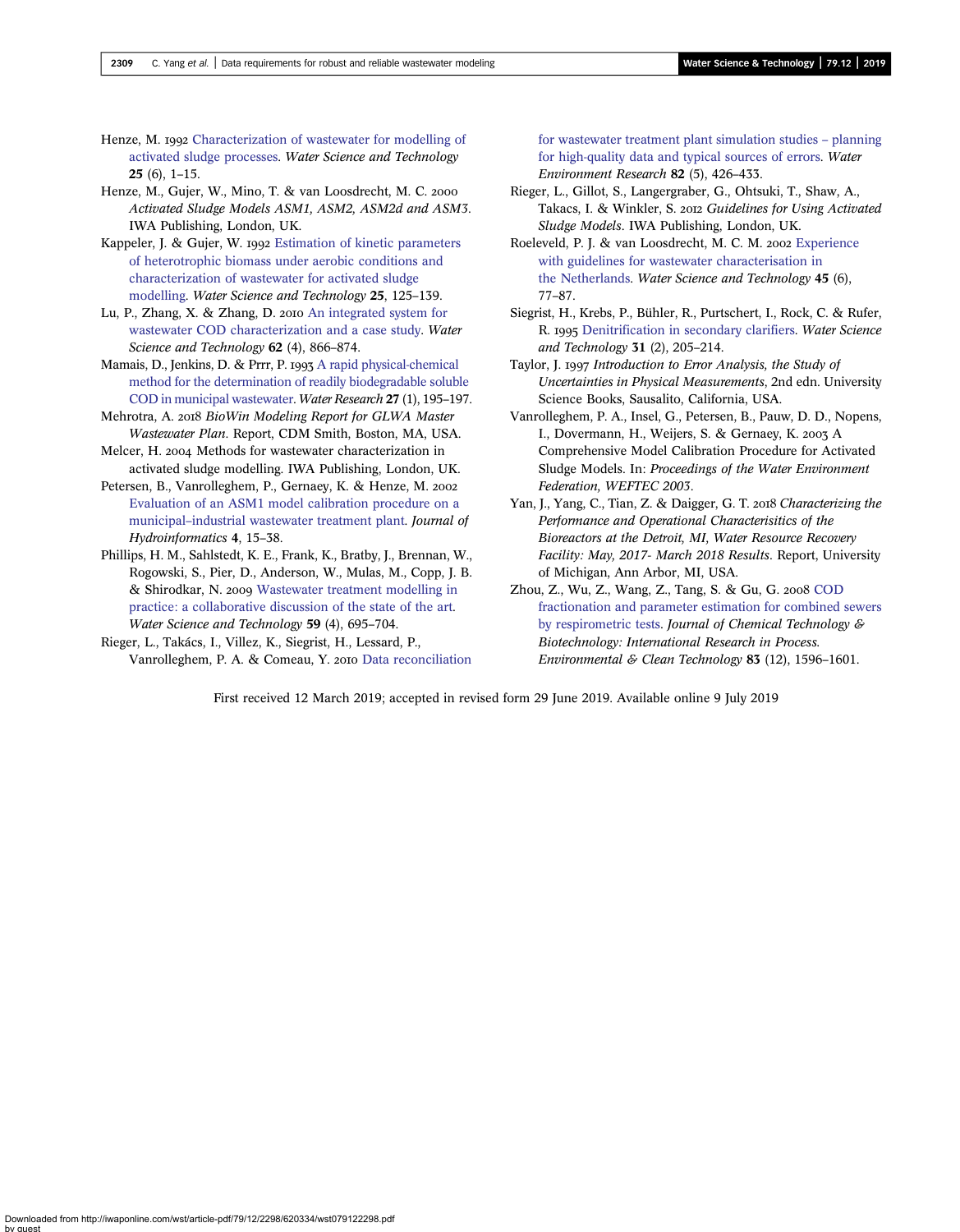Henze, M. 1992 Characterization of wastewater for modelling of activated sludge processes. *Water Science and Technology* **25** (6), 1–15.

Henze, M., Gujer, W., Mino, T. & van Loosdrecht, M. C. 2000 *Activated Sludge Models ASM1, ASM2, ASM2d and ASM3*. IWA Publishing, London, UK.

Kappeler, J. & Gujer, W. 1992 Estimation of kinetic parameters of heterotrophic biomass under aerobic conditions and characterization of wastewater for activated sludge modelling. *Water Science and Technology* **25**, 125–139.

Lu, P., Zhang, X. & Zhang, D. 2010 An integrated system for wastewater COD characterization and a case study. *Water Science and Technology* **62** (4), 866–874.

Mamais, D., Jenkins, D. & Prrr, P. 1993 A rapid physical-chemical method for the determination of readily biodegradable soluble COD in municipal wastewater. *Water Research* **27** (1), 195–197.

Mehrotra, A. 2018 *BioWin Modeling Report for GLWA Master Wastewater Plan*. Report, CDM Smith, Boston, MA, USA.

Melcer, H. 2004 Methods for wastewater characterization in activated sludge modelling. IWA Publishing, London, UK.

Petersen, B., Vanrolleghem, P., Gernaey, K. & Henze, M. 2002 Evaluation of an ASM1 model calibration procedure on a municipal–industrial wastewater treatment plant. *Journal of Hydroinformatics* **4**, 15–38.

Phillips, H. M., Sahlstedt, K. E., Frank, K., Bratby, J., Brennan, W., Rogowski, S., Pier, D., Anderson, W., Mulas, M., Copp, J. B. & Shirodkar, N. 2009 Wastewater treatment modelling in practice: a collaborative discussion of the state of the art. *Water Science and Technology* **59** (4), 695–704.

Rieger, L., Takács, I., Villez, K., Siegrist, H., Lessard, P., Vanrolleghem, P. A. & Comeau, Y. 2010 Data reconciliation for wastewater treatment plant simulation studies – planning for high-quality data and typical sources of errors. *Water Environment Research* **82** (5), 426–433.

Rieger, L., Gillot, S., Langergraber, G., Ohtsuki, T., Shaw, A., Takacs, I. & Winkler, S. 2012 *Guidelines for Using Activated Sludge Models*. IWA Publishing, London, UK.

Roeleveld, P. J. & van Loosdrecht, M. C. M. 2002 Experience with guidelines for wastewater characterisation in the Netherlands. *Water Science and Technology* **45** (6), 77–87.

Siegrist, H., Krebs, P., Bühler, R., Purtschert, I., Rock, C. & Rufer, R. 1995 Denitrification in secondary clarifiers. *Water Science and Technology* **31** (2), 205–214.

Taylor, J. 1997 *Introduction to Error Analysis, the Study of Uncertainties in Physical Measurements*, 2nd edn. University Science Books, Sausalito, California, USA.

Vanrolleghem, P. A., Insel, G., Petersen, B., Pauw, D. D., Nopens, I., Dovermann, H., Weijers, S. & Gernaey, K. 2003 A Comprehensive Model Calibration Procedure for Activated Sludge Models. In: *Proceedings of the Water Environment Federation, WEFTEC 2003*.

Yan, J., Yang, C., Tian, Z. & Daigger, G. T. 2018 *Characterizing the Performance and Operational Characterisitics of the Bioreactors at the Detroit, MI, Water Resource Recovery Facility: May, 2017- March 2018 Results*. Report, University of Michigan, Ann Arbor, MI, USA.

Zhou, Z., Wu, Z., Wang, Z., Tang, S. & Gu, G. 2008 COD fractionation and parameter estimation for combined sewers by respirometric tests. *Journal of Chemical Technology & Biotechnology: International Research in Process. Environmental & Clean Technology* **83** (12), 1596–1601.

First received 12 March 2019; accepted in revised form 29 June 2019. Available online 9 July 2019